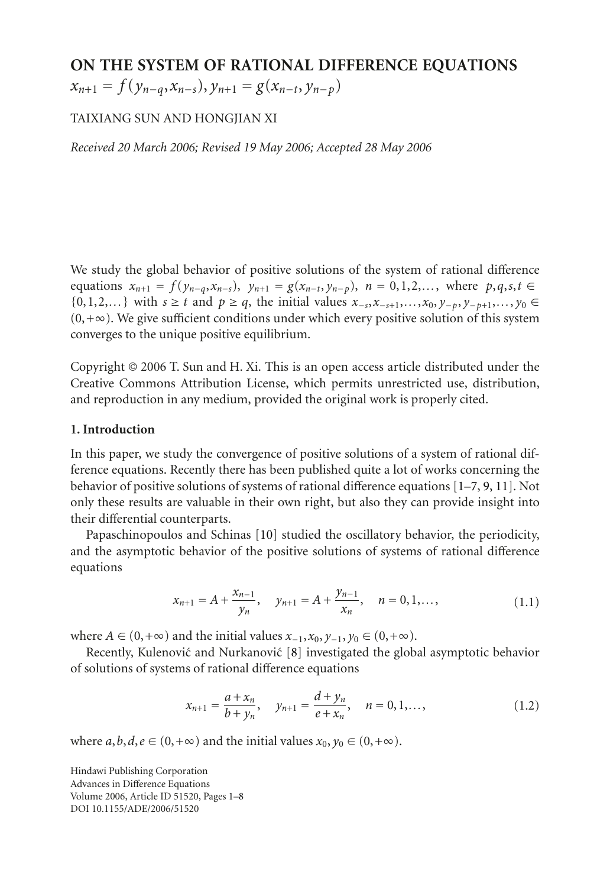# ON THE SYSTEM OF RATIONAL DIFFERENCE EQUATIONS $x_{n+1} = f(y_{n-q}, x_{n-s}), y_{n+1} = g(x_{n-t}, y_{n-p})$

TAIXIANG SUN AND HONGJIAN XI

*Received 20 March 2006; Revised 19 May 2006; Accepted 28 May 2006*

We study the global behavior of positive solutions of the system of rational difference equations $x_{n+1} = f(y_{n-q}, x_{n-s})$, $y_{n+1} = g(x_{n-t}, y_{n-p})$, $n = 0,1,2,\ldots$, where $p,q,s,t \in \{0,1,2,\ldots\}$ with $s \geq t$ and $p \geq q$, the initial values $x_{-s}, x_{-s+1}, \ldots, x_0, y_{-p}, y_{-p+1}, \ldots, y_0 \in (0,+\infty)$. We give sufficient conditions under which every positive solution of this system converges to the unique positive equilibrium.

Copyright © 2006 T. Sun and H. Xi. This is an open access article distributed under the Creative Commons Attribution License, which permits unrestricted use, distribution, and reproduction in any medium, provided the original work is properly cited.

## 1. Introduction

In this paper, we study the convergence of positive solutions of a system of rational difference equations. Recently there has been published quite a lot of works concerning the behavior of positive solutions of systems of rational difference equations [1–7, 9, 11]. Not only these results are valuable in their own right, but also they can provide insight into their differential counterparts.

Papaschinopoulos and Schinas [10] studied the oscillatory behavior, the periodicity, and the asymptotic behavior of the positive solutions of systems of rational difference equations

$$x_{n+1} = A + \frac{x_{n-1}}{y_n}, \quad y_{n+1} = A + \frac{y_{n-1}}{x_n}, \quad n = 0,1,\ldots, \tag{1.1}$$

where $A \in (0,+\infty)$ and the initial values $x_{-1}, x_0, y_{-1}, y_0 \in (0,+\infty)$.

Recently, Kulenović and Nurkanović [8] investigated the global asymptotic behavior of solutions of systems of rational difference equations

$$x_{n+1} = \frac{a + x_n}{b + y_n}, \quad y_{n+1} = \frac{d + y_n}{e + x_n}, \quad n = 0,1,\ldots, \tag{1.2}$$

where $a,b,d,e \in (0,+\infty)$ and the initial values $x_0, y_0 \in (0,+\infty)$.

Hindawi Publishing Corporation
Advances in Difference Equations
Volume 2006, Article ID 51520, Pages 1–8
DOI 10.1155/ADE/2006/51520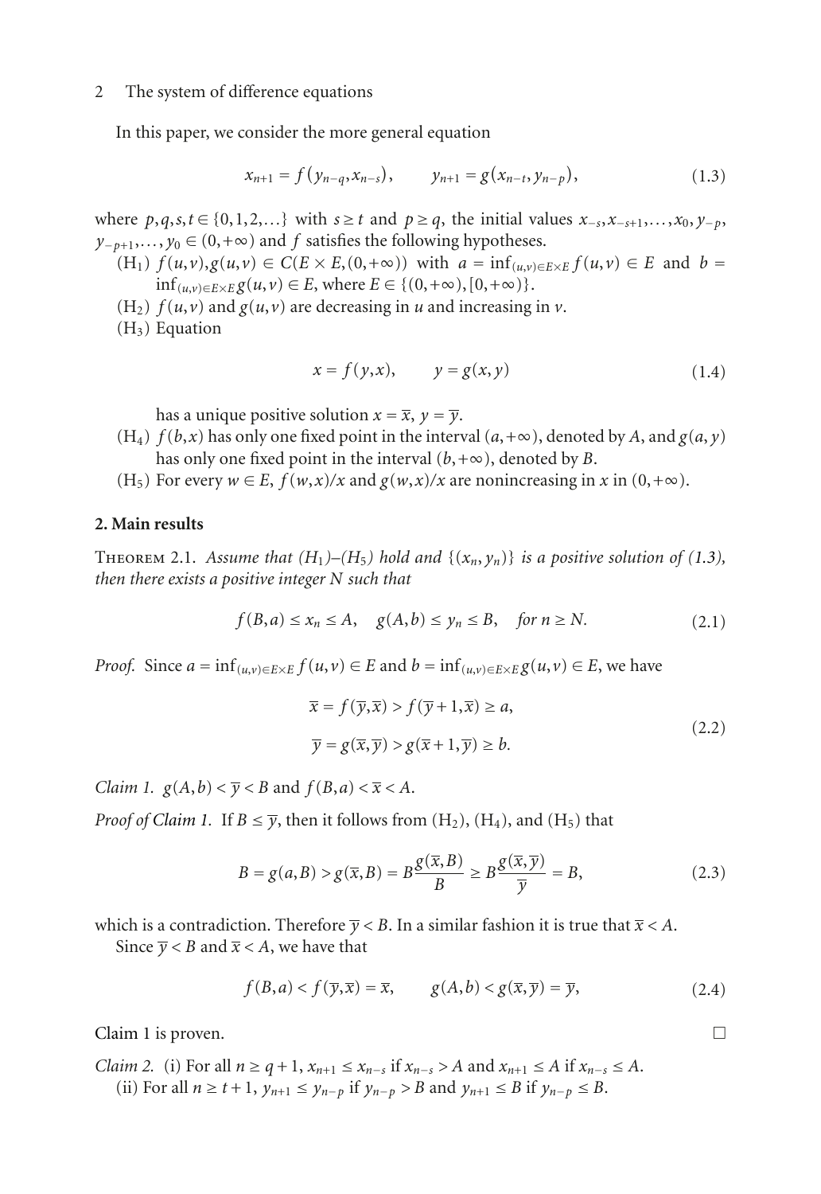In this paper, we consider the more general equation

$$x_{n+1} = f(y_{n-q}, x_{n-s}), \qquad y_{n+1} = g(x_{n-t}, y_{n-p}), \tag{1.3}$$

where $p,q,s,t \in \{0,1,2,\dots\}$ with $s \ge t$ and $p \ge q$, the initial values $x_{-s}, x_{-s+1}, \dots, x_0, y_{-p}, y_{-p+1}, \dots, y_0 \in (0,+\infty)$ and $f$ satisfies the following hypotheses.

($H_1$) $f(u,v), g(u,v) \in C(E \times E, (0,+\infty))$ with $a = \inf_{(u,v)\in E\times E} f(u,v) \in E$ and $b = \inf_{(u,v)\in E\times E} g(u,v) \in E$, where $E \in \{(0,+\infty), [0,+\infty)\}$.

($H_2$) $f(u,v)$ and $g(u,v)$ are decreasing in $u$ and increasing in $v$.

($H_3$) Equation

$$x = f(y,x), \qquad y = g(x,y) \tag{1.4}$$

has a unique positive solution $x = \overline{x}$, $y = \overline{y}$.

($H_4$) $f(b,x)$ has only one fixed point in the interval $(a,+\infty)$, denoted by $A$, and $g(a,y)$ has only one fixed point in the interval $(b,+\infty)$, denoted by $B$.

($H_5$) For every $w \in E$, $f(w,x)/x$ and $g(w,x)/x$ are nonincreasing in $x$ in $(0,+\infty)$.

## 2. Main results

**Theorem 2.1.** *Assume that ($H_1$)–($H_5$) hold and $\{(x_n,y_n)\}$ is a positive solution of (1.3), then there exists a positive integer $N$ such that*

$$f(B,a) \le x_n \le A, \quad g(A,b) \le y_n \le B, \quad \text{for } n \ge N. \tag{2.1}$$

*Proof.* Since $a = \inf_{(u,v)\in E\times E} f(u,v) \in E$ and $b = \inf_{(u,v)\in E\times E} g(u,v) \in E$, we have

$$\begin{aligned} \overline{x} &= f(\overline{y},\overline{x}) > f(\overline{y}+1,\overline{x}) \ge a, \\ \overline{y} &= g(\overline{x},\overline{y}) > g(\overline{x}+1,\overline{y}) \ge b. \end{aligned} \tag{2.2}$$

*Claim 1.* $g(A,b) < \overline{y} < B$ and $f(B,a) < \overline{x} < A$.

*Proof of Claim 1.* If $B \le \overline{y}$, then it follows from ($H_2$), ($H_4$), and ($H_5$) that

$$B = g(a,B) > g(\overline{x},B) = B\frac{g(\overline{x},B)}{B} \ge B\frac{g(\overline{x},\overline{y})}{\overline{y}} = B, \tag{2.3}$$

which is a contradiction. Therefore $\overline{y} < B$. In a similar fashion it is true that $\overline{x} < A$.

Since $\overline{y} < B$ and $\overline{x} < A$, we have that

$$f(B,a) < f(\overline{y},\overline{x}) = \overline{x}, \qquad g(A,b) < g(\overline{x},\overline{y}) = \overline{y}, \tag{2.4}$$

Claim 1 is proven. □

*Claim 2.* (i) For all $n \ge q+1$, $x_{n+1} \le x_{n-s}$ if $x_{n-s} > A$ and $x_{n+1} \le A$ if $x_{n-s} \le A$.

(ii) For all $n \ge t+1$, $y_{n+1} \le y_{n-p}$ if $y_{n-p} > B$ and $y_{n+1} \le B$ if $y_{n-p} \le B$.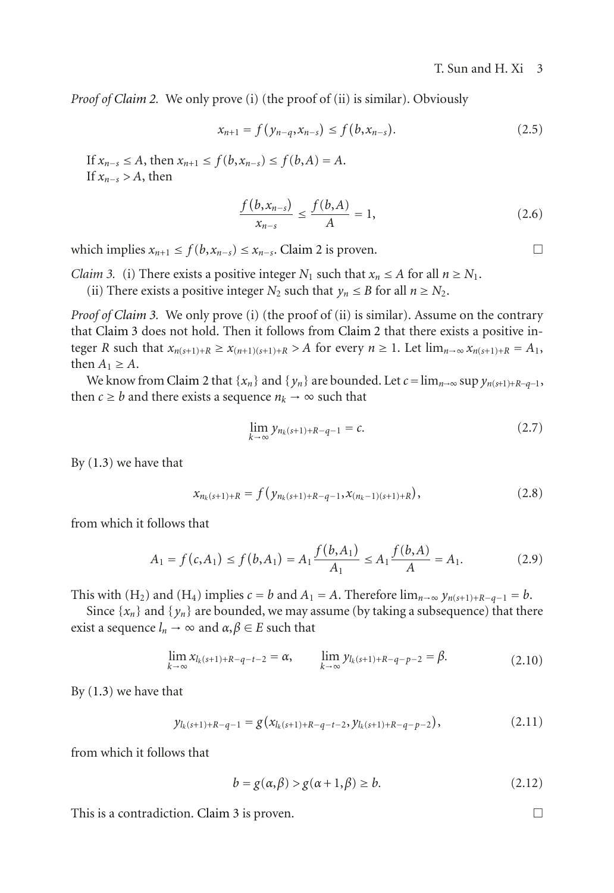*Proof of Claim 2.* We only prove (i) (the proof of (ii) is similar). Obviously

$$x_{n+1} = f(y_{n-q}, x_{n-s}) \leq f(b, x_{n-s}). \tag{2.5}$$

If $x_{n-s} \leq A$, then $x_{n+1} \leq f(b, x_{n-s}) \leq f(b, A) = A$.

If $x_{n-s} > A$, then

$$\frac{f(b, x_{n-s})}{x_{n-s}} \leq \frac{f(b, A)}{A} = 1, \tag{2.6}$$

which implies $x_{n+1} \leq f(b, x_{n-s}) \leq x_{n-s}$. Claim 2 is proven. □

*Claim 3.* (i) There exists a positive integer $N_1$ such that $x_n \leq A$ for all $n \geq N_1$.

(ii) There exists a positive integer $N_2$ such that $y_n \leq B$ for all $n \geq N_2$.

*Proof of Claim 3.* We only prove (i) (the proof of (ii) is similar). Assume on the contrary that Claim 3 does not hold. Then it follows from Claim 2 that there exists a positive integer $R$ such that $x_{n(s+1)+R} \geq x_{(n+1)(s+1)+R} > A$ for every $n \geq 1$. Let $\lim_{n\to\infty} x_{n(s+1)+R} = A_1$, then $A_1 \geq A$.

We know from Claim 2 that $\{x_n\}$ and $\{y_n\}$ are bounded. Let $c = \lim_{n\to\infty} \sup y_{n(s+1)+R-q-1}$, then $c \geq b$ and there exists a sequence $n_k \to \infty$ such that

$$\lim_{k\to\infty} y_{n_k(s+1)+R-q-1} = c. \tag{2.7}$$

By (1.3) we have that

$$x_{n_k(s+1)+R} = f(y_{n_k(s+1)+R-q-1}, x_{(n_k-1)(s+1)+R}), \tag{2.8}$$

from which it follows that

$$A_1 = f(c, A_1) \leq f(b, A_1) = A_1 \frac{f(b, A_1)}{A_1} \leq A_1 \frac{f(b, A)}{A} = A_1. \tag{2.9}$$

This with $(H_2)$ and $(H_4)$ implies $c = b$ and $A_1 = A$. Therefore $\lim_{n\to\infty} y_{n(s+1)+R-q-1} = b$.

Since $\{x_n\}$ and $\{y_n\}$ are bounded, we may assume (by taking a subsequence) that there exist a sequence $l_n \to \infty$ and $\alpha, \beta \in E$ such that

$$\lim_{k\to\infty} x_{l_k(s+1)+R-q-t-2} = \alpha, \qquad \lim_{k\to\infty} y_{l_k(s+1)+R-q-p-2} = \beta. \tag{2.10}$$

By (1.3) we have that

$$y_{l_k(s+1)+R-q-1} = g(x_{l_k(s+1)+R-q-t-2}, y_{l_k(s+1)+R-q-p-2}), \tag{2.11}$$

from which it follows that

$$b = g(\alpha, \beta) > g(\alpha + 1, \beta) \geq b. \tag{2.12}$$

This is a contradiction. Claim 3 is proven. □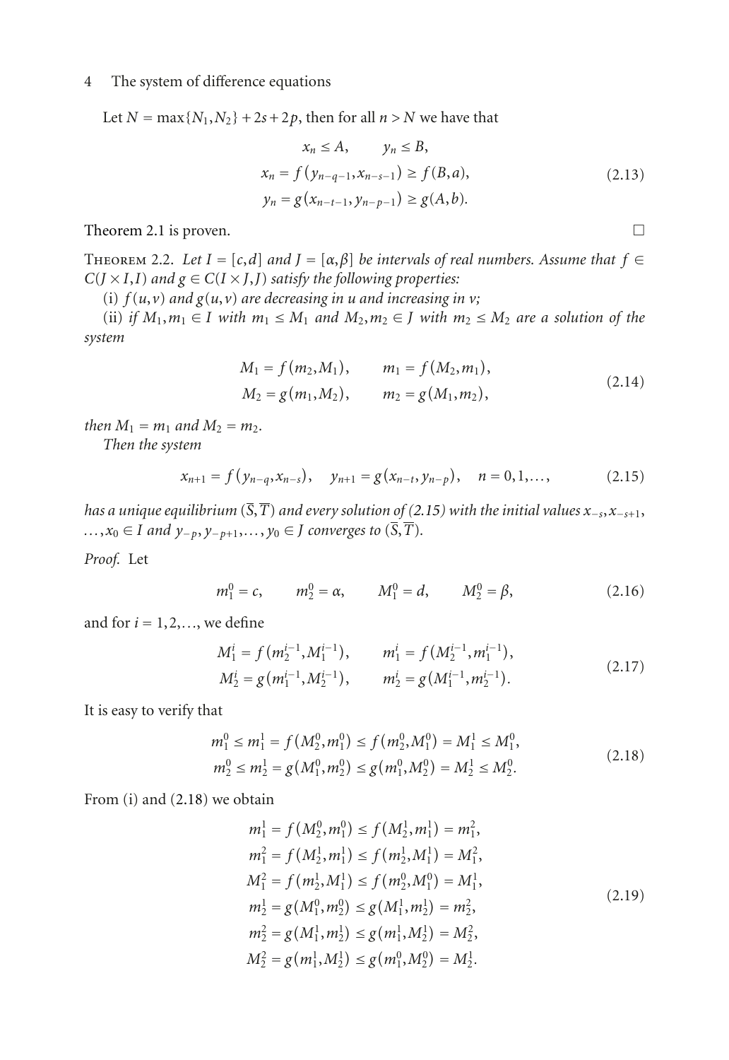Let $N = \max\{N_1, N_2\} + 2s + 2p$, then for all $n > N$ we have that

$$
\begin{gathered}
x_n \leq A, \qquad y_n \leq B, \\
x_n = f(y_{n-q-1}, x_{n-s-1}) \geq f(B, a), \\
y_n = g(x_{n-t-1}, y_{n-p-1}) \geq g(A, b).
\end{gathered} \tag{2.13}
$$

Theorem 2.1 is proven. □

**Theorem 2.2.** *Let $I = [c, d]$ and $J = [\alpha, \beta]$ be intervals of real numbers. Assume that $f \in C(J \times I, I)$ and $g \in C(I \times J, J)$ satisfy the following properties:*

(i) *$f(u, v)$ and $g(u, v)$ are decreasing in $u$ and increasing in $v$;*

(ii) *if $M_1, m_1 \in I$ with $m_1 \leq M_1$ and $M_2, m_2 \in J$ with $m_2 \leq M_2$ are a solution of the system*

$$
\begin{aligned}
M_1 &= f(m_2, M_1), \qquad m_1 = f(M_2, m_1), \\
M_2 &= g(m_1, M_2), \qquad m_2 = g(M_1, m_2),
\end{aligned} \tag{2.14}
$$

*then $M_1 = m_1$ and $M_2 = m_2$.*

*Then the system*

$$
x_{n+1} = f(y_{n-q}, x_{n-s}), \quad y_{n+1} = g(x_{n-t}, y_{n-p}), \quad n = 0, 1, \ldots, \tag{2.15}
$$

*has a unique equilibrium $(\overline{S}, \overline{T})$ and every solution of (2.15) with the initial values $x_{-s}, x_{-s+1}, \ldots, x_0 \in I$ and $y_{-p}, y_{-p+1}, \ldots, y_0 \in J$ converges to $(\overline{S}, \overline{T})$.*

*Proof.* Let

$$
m_1^0 = c, \qquad m_2^0 = \alpha, \qquad M_1^0 = d, \qquad M_2^0 = \beta, \tag{2.16}
$$

and for $i = 1, 2, \ldots$, we define

$$
\begin{aligned}
M_1^i &= f(m_2^{i-1}, M_1^{i-1}), \qquad m_1^i = f(M_2^{i-1}, m_1^{i-1}), \\
M_2^i &= g(m_1^{i-1}, M_2^{i-1}), \qquad m_2^i = g(M_1^{i-1}, m_2^{i-1}).
\end{aligned} \tag{2.17}
$$

It is easy to verify that

$$
\begin{aligned}
m_1^0 &\leq m_1^1 = f(M_2^0, m_1^0) \leq f(m_2^0, M_1^0) = M_1^1 \leq M_1^0, \\
m_2^0 &\leq m_2^1 = g(M_1^0, m_2^0) \leq g(m_1^0, M_2^0) = M_2^1 \leq M_2^0.
\end{aligned} \tag{2.18}
$$

From (i) and (2.18) we obtain

$$
\begin{aligned}
m_1^1 &= f(M_2^0, m_1^0) \leq f(M_2^1, m_1^1) = m_1^2, \\
m_1^2 &= f(M_2^1, m_1^1) \leq f(m_2^1, M_1^1) = M_1^2, \\
M_1^2 &= f(m_2^1, M_1^1) \leq f(m_2^0, M_1^0) = M_1^1, \\
m_2^1 &= g(M_1^0, m_2^0) \leq g(M_1^1, m_2^1) = m_2^2, \\
m_2^2 &= g(M_1^1, m_2^1) \leq g(m_1^1, M_2^1) = M_2^2, \\
M_2^2 &= g(m_1^1, M_2^1) \leq g(m_1^0, M_2^0) = M_2^1.
\end{aligned} \tag{2.19}
$$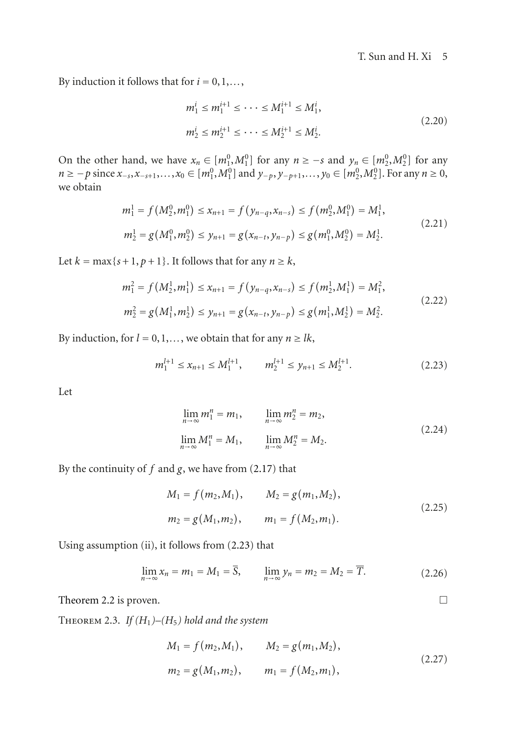By induction it follows that for $i = 0, 1, \ldots,$

$$
\begin{aligned}
&m_1^i \le m_1^{i+1} \le \cdots \le M_1^{i+1} \le M_1^i,\\
&m_2^i \le m_2^{i+1} \le \cdots \le M_2^{i+1} \le M_2^i.
\end{aligned}
\tag{2.20}
$$

On the other hand, we have $x_n \in [m_1^0, M_1^0]$ for any $n \ge -s$ and $y_n \in [m_2^0, M_2^0]$ for any $n \ge -p$ since $x_{-s}, x_{-s+1}, \ldots, x_0 \in [m_1^0, M_1^0]$ and $y_{-p}, y_{-p+1}, \ldots, y_0 \in [m_2^0, M_2^0]$. For any $n \ge 0$, we obtain

$$
\begin{aligned}
&m_1^1 = f(M_2^0, m_1^0) \le x_{n+1} = f(y_{n-q}, x_{n-s}) \le f(m_2^0, M_1^0) = M_1^1,\\
&m_2^1 = g(M_1^0, m_2^0) \le y_{n+1} = g(x_{n-t}, y_{n-p}) \le g(m_1^0, M_2^0) = M_2^1.
\end{aligned}
\tag{2.21}
$$

Let $k = \max\{s+1, p+1\}$. It follows that for any $n \ge k$,

$$
\begin{aligned}
&m_1^2 = f(M_2^1, m_1^1) \le x_{n+1} = f(y_{n-q}, x_{n-s}) \le f(m_2^1, M_1^1) = M_1^2,\\
&m_2^2 = g(M_1^1, m_2^1) \le y_{n+1} = g(x_{n-t}, y_{n-p}) \le g(m_1^1, M_2^1) = M_2^2.
\end{aligned}
\tag{2.22}
$$

By induction, for $l = 0, 1, \ldots,$ we obtain that for any $n \ge lk$,

$$
m_1^{l+1} \le x_{n+1} \le M_1^{l+1}, \qquad m_2^{l+1} \le y_{n+1} \le M_2^{l+1}.
\tag{2.23}
$$

Let

$$
\begin{aligned}
&\lim_{n\to\infty} m_1^n = m_1, \qquad \lim_{n\to\infty} m_2^n = m_2,\\
&\lim_{n\to\infty} M_1^n = M_1, \qquad \lim_{n\to\infty} M_2^n = M_2.
\end{aligned}
\tag{2.24}
$$

By the continuity of $f$ and $g$, we have from (2.17) that

$$
\begin{aligned}
&M_1 = f(m_2, M_1), \qquad M_2 = g(m_1, M_2),\\
&m_2 = g(M_1, m_2), \qquad m_1 = f(M_2, m_1).
\end{aligned}
\tag{2.25}
$$

Using assumption (ii), it follows from (2.23) that

$$
\lim_{n\to\infty} x_n = m_1 = M_1 = \overline{S}, \qquad \lim_{n\to\infty} y_n = m_2 = M_2 = \overline{T}.
\tag{2.26}
$$

Theorem 2.2 is proven. □

**Theorem 2.3.** *If $(H_1)$–$(H_5)$ hold and the system*

$$
\begin{aligned}
&M_1 = f(m_2, M_1), \qquad M_2 = g(m_1, M_2),\\
&m_2 = g(M_1, m_2), \qquad m_1 = f(M_2, m_1),
\end{aligned}
\tag{2.27}
$$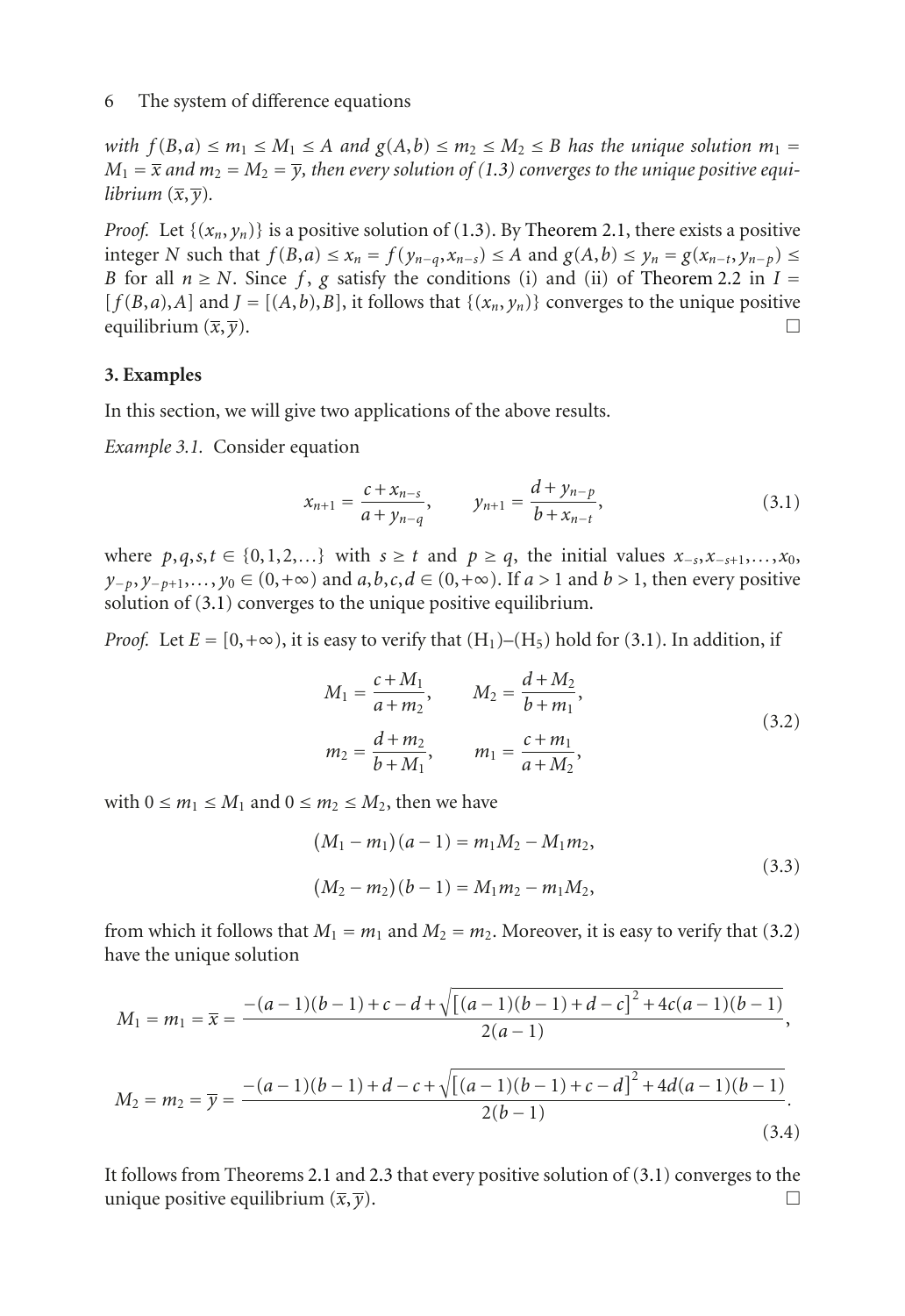*with $f(B,a) \leq m_1 \leq M_1 \leq A$ and $g(A,b) \leq m_2 \leq M_2 \leq B$ has the unique solution $m_1 = M_1 = \overline{x}$ and $m_2 = M_2 = \overline{y}$, then every solution of (1.3) converges to the unique positive equilibrium $(\overline{x}, \overline{y})$.*

*Proof.* Let $\{(x_n, y_n)\}$ is a positive solution of (1.3). By Theorem 2.1, there exists a positive integer $N$ such that $f(B,a) \leq x_n = f(y_{n-q}, x_{n-s}) \leq A$ and $g(A,b) \leq y_n = g(x_{n-t}, y_{n-p}) \leq B$ for all $n \geq N$. Since $f$, $g$ satisfy the conditions (i) and (ii) of Theorem 2.2 in $I = [f(B,a), A]$ and $J = [(A,b), B]$, it follows that $\{(x_n, y_n)\}$ converges to the unique positive equilibrium $(\overline{x}, \overline{y})$. □

**3. Examples**

In this section, we will give two applications of the above results.

*Example 3.1.* Consider equation

$$x_{n+1} = \frac{c + x_{n-s}}{a + y_{n-q}}, \qquad y_{n+1} = \frac{d + y_{n-p}}{b + x_{n-t}}, \tag{3.1}$$

where $p, q, s, t \in \{0, 1, 2, \ldots\}$ with $s \geq t$ and $p \geq q$, the initial values $x_{-s}, x_{-s+1}, \ldots, x_0$, $y_{-p}, y_{-p+1}, \ldots, y_0 \in (0, +\infty)$ and $a, b, c, d \in (0, +\infty)$. If $a > 1$ and $b > 1$, then every positive solution of (3.1) converges to the unique positive equilibrium.

*Proof.* Let $E = [0, +\infty)$, it is easy to verify that $(\mathrm{H}_1)$–$(\mathrm{H}_5)$ hold for (3.1). In addition, if

$$\begin{aligned} M_1 &= \frac{c + M_1}{a + m_2}, \qquad M_2 = \frac{d + M_2}{b + m_1}, \\ m_2 &= \frac{d + m_2}{b + M_1}, \qquad m_1 = \frac{c + m_1}{a + M_2}, \end{aligned} \tag{3.2}$$

with $0 \leq m_1 \leq M_1$ and $0 \leq m_2 \leq M_2$, then we have

$$\begin{aligned} (M_1 - m_1)(a - 1) &= m_1 M_2 - M_1 m_2, \\ (M_2 - m_2)(b - 1) &= M_1 m_2 - m_1 M_2, \end{aligned} \tag{3.3}$$

from which it follows that $M_1 = m_1$ and $M_2 = m_2$. Moreover, it is easy to verify that (3.2) have the unique solution

$$\begin{aligned} M_1 = m_1 = \overline{x} &= \frac{-(a-1)(b-1) + c - d + \sqrt{\left[(a-1)(b-1) + d - c\right]^2 + 4c(a-1)(b-1)}}{2(a-1)}, \\ M_2 = m_2 = \overline{y} &= \frac{-(a-1)(b-1) + d - c + \sqrt{\left[(a-1)(b-1) + c - d\right]^2 + 4d(a-1)(b-1)}}{2(b-1)}. \end{aligned} \tag{3.4}$$

It follows from Theorems 2.1 and 2.3 that every positive solution of (3.1) converges to the unique positive equilibrium $(\overline{x}, \overline{y})$. □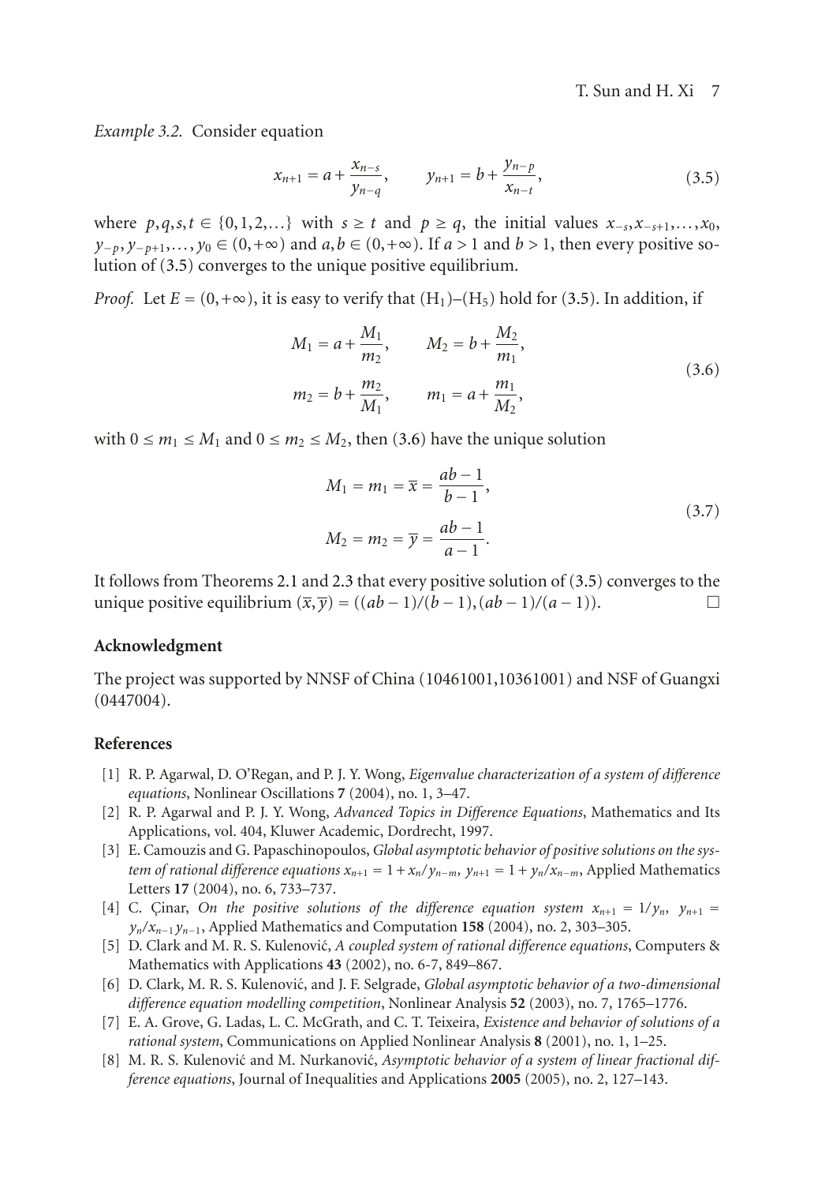*Example 3.2.* Consider equation

$$x_{n+1} = a + \frac{x_{n-s}}{y_{n-q}}, \qquad y_{n+1} = b + \frac{y_{n-p}}{x_{n-t}}, \tag{3.5}$$

where $p, q, s, t \in \{0, 1, 2, \ldots\}$ with $s \geq t$ and $p \geq q$, the initial values $x_{-s}, x_{-s+1}, \ldots, x_0$, $y_{-p}, y_{-p+1}, \ldots, y_0 \in (0, +\infty)$ and $a, b \in (0, +\infty)$. If $a > 1$ and $b > 1$, then every positive solution of (3.5) converges to the unique positive equilibrium.

*Proof.* Let $E = (0, +\infty)$, it is easy to verify that $(\mathrm{H}_1)$–$(\mathrm{H}_5)$ hold for (3.5). In addition, if

$$\begin{aligned} M_1 &= a + \frac{M_1}{m_2}, \qquad M_2 = b + \frac{M_2}{m_1}, \\ m_2 &= b + \frac{m_2}{M_1}, \qquad m_1 = a + \frac{m_1}{M_2}, \end{aligned} \tag{3.6}$$

with $0 \leq m_1 \leq M_1$ and $0 \leq m_2 \leq M_2$, then (3.6) have the unique solution

$$\begin{aligned} M_1 = m_1 = \bar{x} = \frac{ab-1}{b-1}, \\ M_2 = m_2 = \bar{y} = \frac{ab-1}{a-1}. \end{aligned} \tag{3.7}$$

It follows from Theorems 2.1 and 2.3 that every positive solution of (3.5) converges to the unique positive equilibrium $(\bar{x}, \bar{y}) = ((ab-1)/(b-1), (ab-1)/(a-1))$. □

## Acknowledgment

The project was supported by NNSF of China (10461001,10361001) and NSF of Guangxi (0447004).

## References

[1] R. P. Agarwal, D. O'Regan, and P. J. Y. Wong, *Eigenvalue characterization of a system of difference equations*, Nonlinear Oscillations **7** (2004), no. 1, 3–47.

[2] R. P. Agarwal and P. J. Y. Wong, *Advanced Topics in Difference Equations*, Mathematics and Its Applications, vol. 404, Kluwer Academic, Dordrecht, 1997.

[3] E. Camouzis and G. Papaschinopoulos, *Global asymptotic behavior of positive solutions on the system of rational difference equations $x_{n+1} = 1 + x_n/y_{n-m}$, $y_{n+1} = 1 + y_n/x_{n-m}$*, Applied Mathematics Letters **17** (2004), no. 6, 733–737.

[4] C. Çinar, *On the positive solutions of the difference equation system $x_{n+1} = 1/y_n$, $y_{n+1} = y_n/x_{n-1}y_{n-1}$*, Applied Mathematics and Computation **158** (2004), no. 2, 303–305.

[5] D. Clark and M. R. S. Kulenović, *A coupled system of rational difference equations*, Computers & Mathematics with Applications **43** (2002), no. 6-7, 849–867.

[6] D. Clark, M. R. S. Kulenović, and J. F. Selgrade, *Global asymptotic behavior of a two-dimensional difference equation modelling competition*, Nonlinear Analysis **52** (2003), no. 7, 1765–1776.

[7] E. A. Grove, G. Ladas, L. C. McGrath, and C. T. Teixeira, *Existence and behavior of solutions of a rational system*, Communications on Applied Nonlinear Analysis **8** (2001), no. 1, 1–25.

[8] M. R. S. Kulenović and M. Nurkanović, *Asymptotic behavior of a system of linear fractional difference equations*, Journal of Inequalities and Applications **2005** (2005), no. 2, 127–143.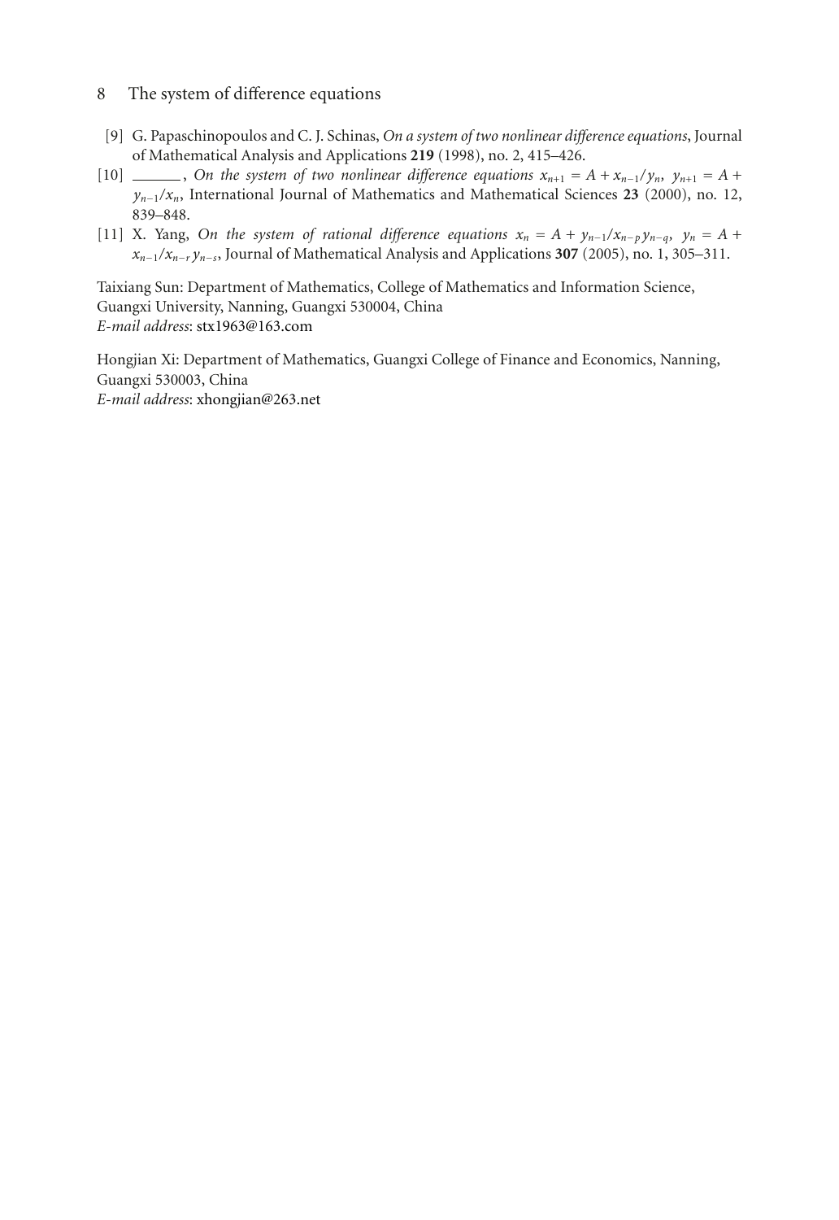[9] G. Papaschinopoulos and C. J. Schinas, *On a system of two nonlinear difference equations*, Journal of Mathematical Analysis and Applications **219** (1998), no. 2, 415–426.

[10] ______, *On the system of two nonlinear difference equations* $x_{n+1} = A + x_{n-1}/y_n$, $y_{n+1} = A + y_{n-1}/x_n$, International Journal of Mathematics and Mathematical Sciences **23** (2000), no. 12, 839–848.

[11] X. Yang, *On the system of rational difference equations* $x_n = A + y_{n-1}/x_{n-p}y_{n-q}$, $y_n = A + x_{n-1}/x_{n-r}y_{n-s}$, Journal of Mathematical Analysis and Applications **307** (2005), no. 1, 305–311.

Taixiang Sun: Department of Mathematics, College of Mathematics and Information Science, Guangxi University, Nanning, Guangxi 530004, China
*E-mail address*: stx1963@163.com

Hongjian Xi: Department of Mathematics, Guangxi College of Finance and Economics, Nanning, Guangxi 530003, China
*E-mail address*: xhongjian@263.net